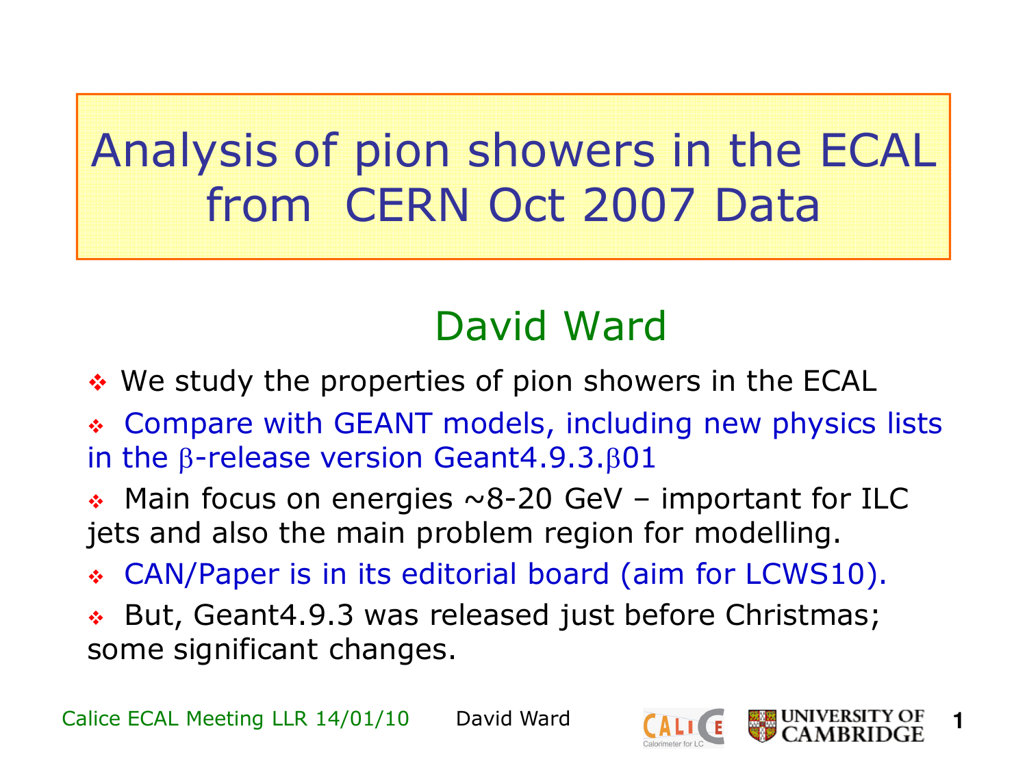# Analysis of pion showers in the ECAL from CERN Oct 2007 Data

## David Ward

- We study the properties of pion showers in the ECAL
- Compare with GEANT models, including new physics lists in the β-release version Geant4.9.3.β01
- Main focus on energies ~8-20 GeV – important for ILC jets and also the main problem region for modelling.
- CAN/Paper is in its editorial board (aim for LCWS10).
- But, Geant4.9.3 was released just before Christmas; some significant changes.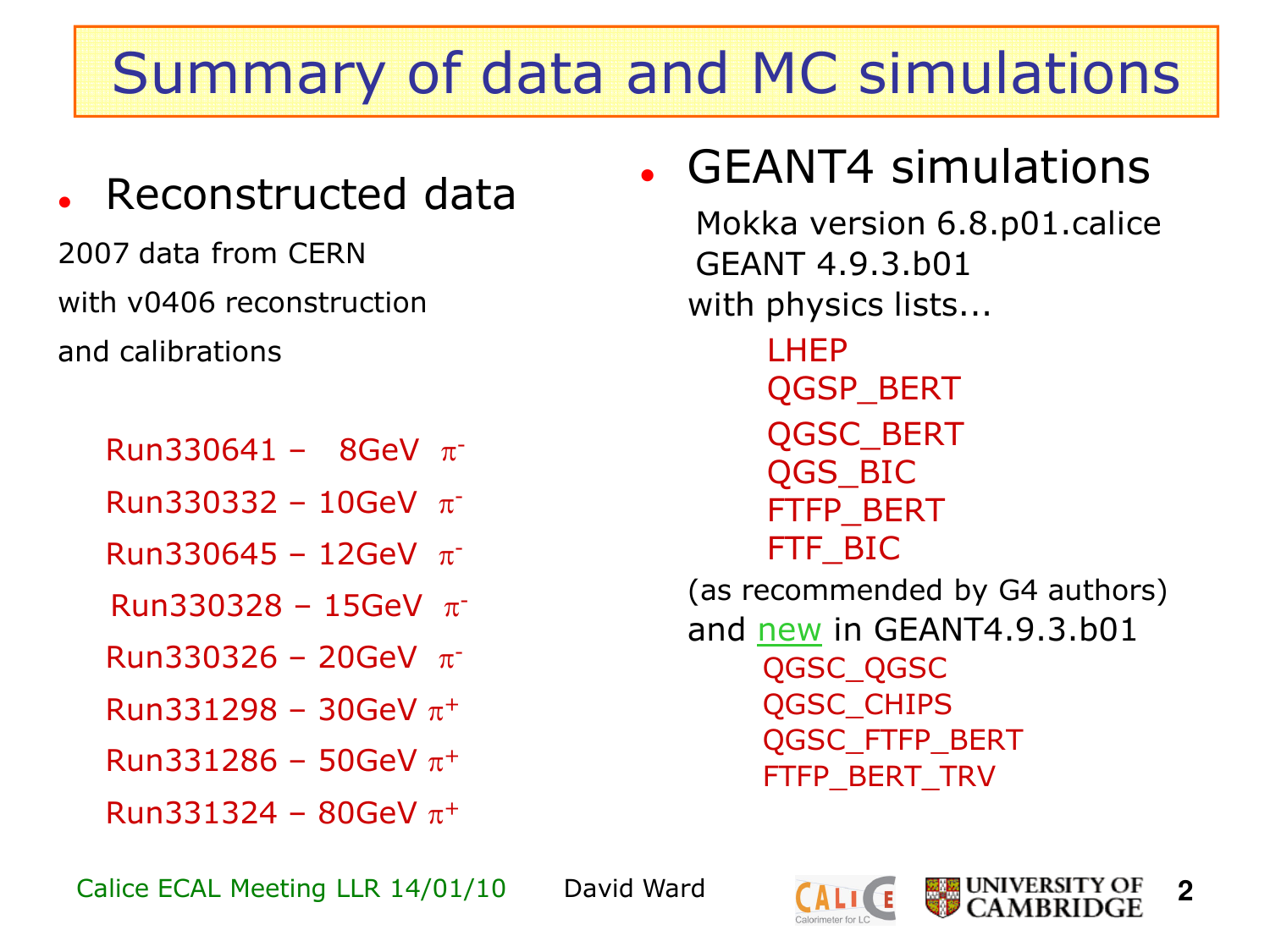# Summary of data and MC simulations

- Reconstructed data

2007 data from CERN

with v0406 reconstruction

and calibrations

- Run330641 – 8GeV $\pi^-$
- Run330332 – 10GeV $\pi^-$
- Run330645 – 12GeV $\pi^-$
- Run330328 – 15GeV $\pi^-$
- Run330326 – 20GeV $\pi^-$
- Run331298 – 30GeV $\pi^+$
- Run331286 – 50GeV $\pi^+$
- Run331324 – 80GeV $\pi^+$

- GEANT4 simulations

Mokka version 6.8.p01.calice

GEANT 4.9.3.b01

with physics lists...

- LHEP
- QGSP_BERT
- QGSC_BERT
- QGS_BIC
- FTFP_BERT
- FTF_BIC

(as recommended by G4 authors)

and new in GEANT4.9.3.b01

- QGSC_QGSC
- QGSC_CHIPS
- QGSC_FTFP_BERT
- FTFP_BERT_TRV

Calice ECAL Meeting LLR 14/01/10 David Ward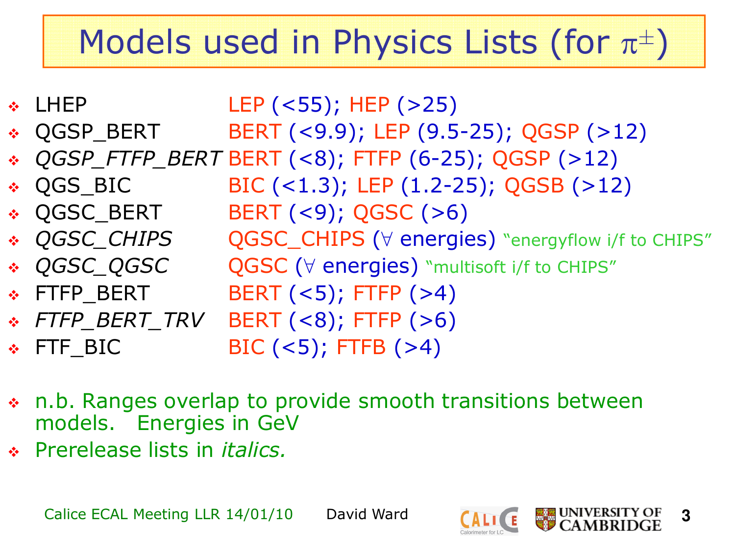# Models used in Physics Lists (for $\pi^{\pm}$)

- LHEP LEP (<55); HEP (>25)
- QGSP_BERT BERT (<9.9); LEP (9.5-25); QGSP (>12)
- *QGSP_FTFP_BERT* BERT (<8); FTFP (6-25); QGSP (>12)
- QGS_BIC BIC (<1.3); LEP (1.2-25); QGSB (>12)
- QGSC_BERT BERT (<9); QGSC (>6)
- *QGSC_CHIPS* QGSC_CHIPS ($\forall$ energies) "energyflow i/f to CHIPS"
- *QGSC_QGSC* QGSC ($\forall$ energies) "multisoft i/f to CHIPS"
- FTFP_BERT BERT (<5); FTFP (>4)
- *FTFP_BERT_TRV* BERT (<8); FTFP (>6)
- FTF_BIC BIC (<5); FTFB (>4)

- n.b. Ranges overlap to provide smooth transitions between models. Energies in GeV
- Prerelease lists in *italics.*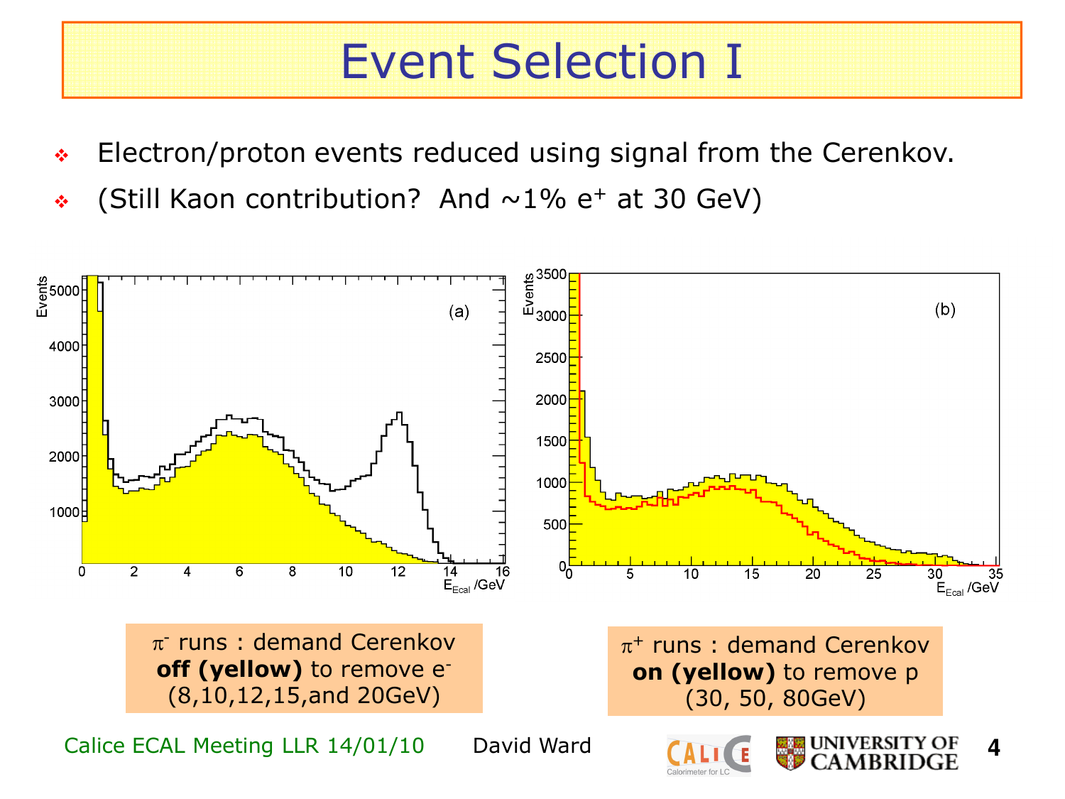# Event Selection I

- Electron/proton events reduced using signal from the Cerenkov.
- (Still Kaon contribution? And ~1% $e^+$ at 30 GeV)

$\pi^-$ runs : demand Cerenkov **off (yellow)** to remove $e^-$ (8,10,12,15,and 20GeV)

$\pi^+$ runs : demand Cerenkov **on (yellow)** to remove p (30, 50, 80GeV)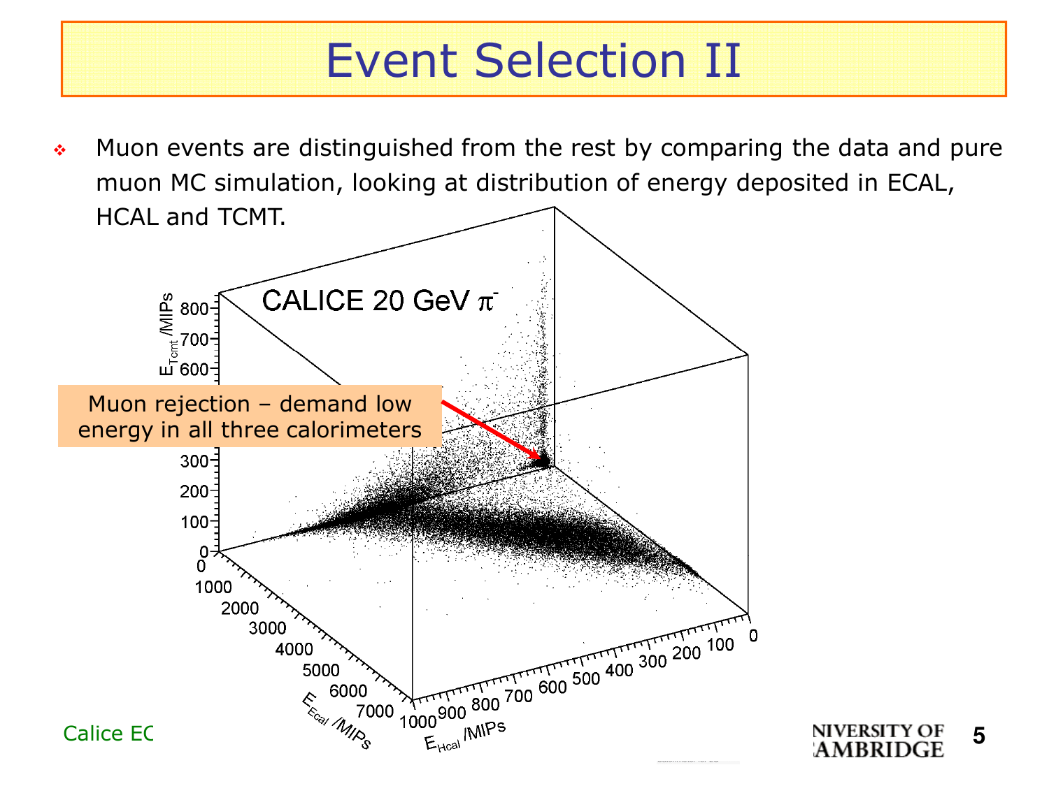# Event Selection II

- Muon events are distinguished from the rest by comparing the data and pure muon MC simulation, looking at distribution of energy deposited in ECAL, HCAL and TCMT.

Muon rejection – demand low energy in all three calorimeters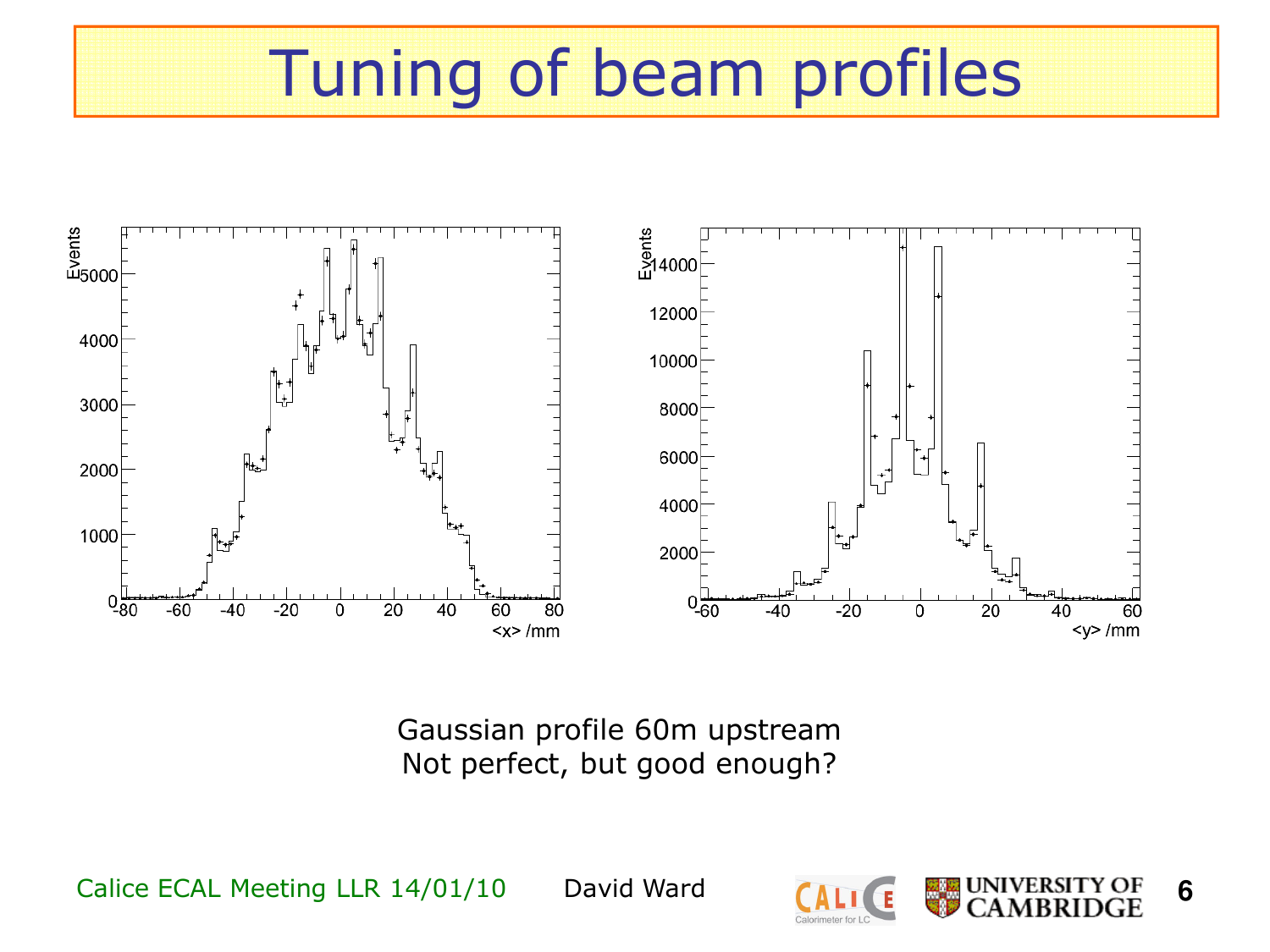# Tuning of beam profiles

Gaussian profile 60m upstream
Not perfect, but good enough?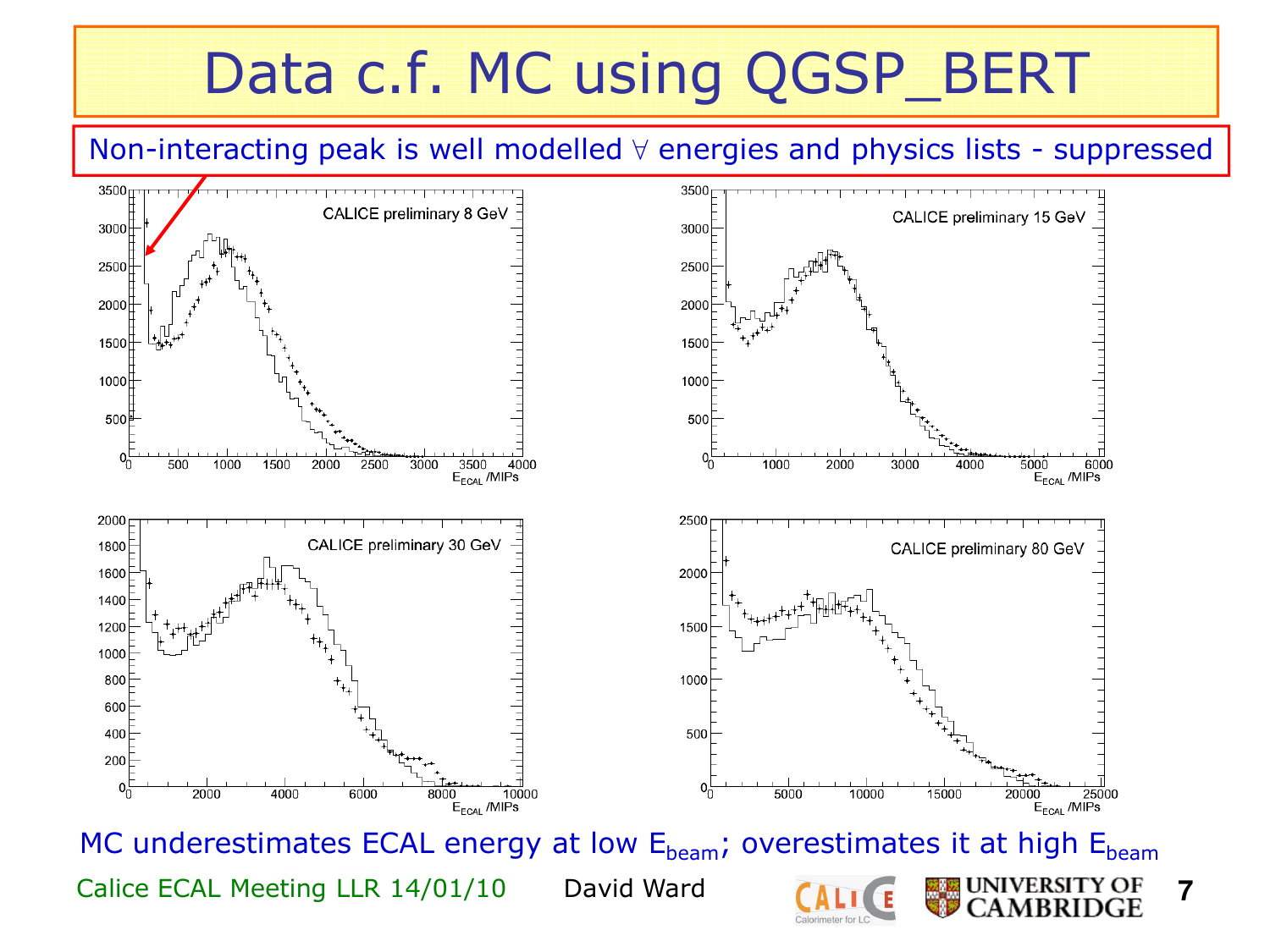# Data c.f. MC using QGSP_BERT

Non-interacting peak is well modelled ∀ energies and physics lists - suppressed

CALICE preliminary 8 GeV

CALICE preliminary 15 GeV

CALICE preliminary 30 GeV

CALICE preliminary 80 GeV

$E_{ECAL}$ /MIPs

MC underestimates ECAL energy at low $E_{beam}$; overestimates it at high $E_{beam}$

Calice ECAL Meeting LLR 14/01/10 David Ward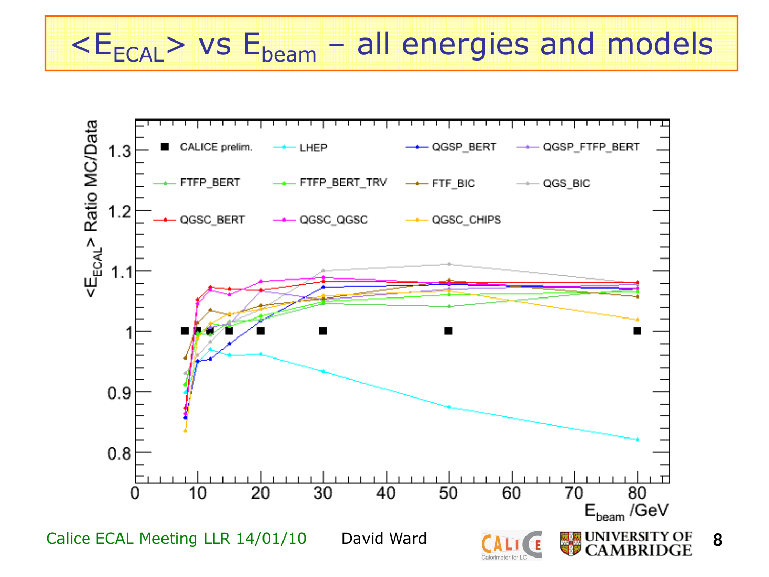# $\langle E_{ECAL} \rangle$ vs $E_{beam}$ – all energies and models

$\langle E_{ECAL} \rangle$ Ratio MC/Data

CALICE prelim. | LHEP | QGSP_BERT | QGSP_FTFP_BERT | FTFP_BERT | FTFP_BERT_TRV | FTF_BIC | QGS_BIC | QGSC_BERT | QGSC_QGSC | QGSC_CHIPS

$E_{beam}$ /GeV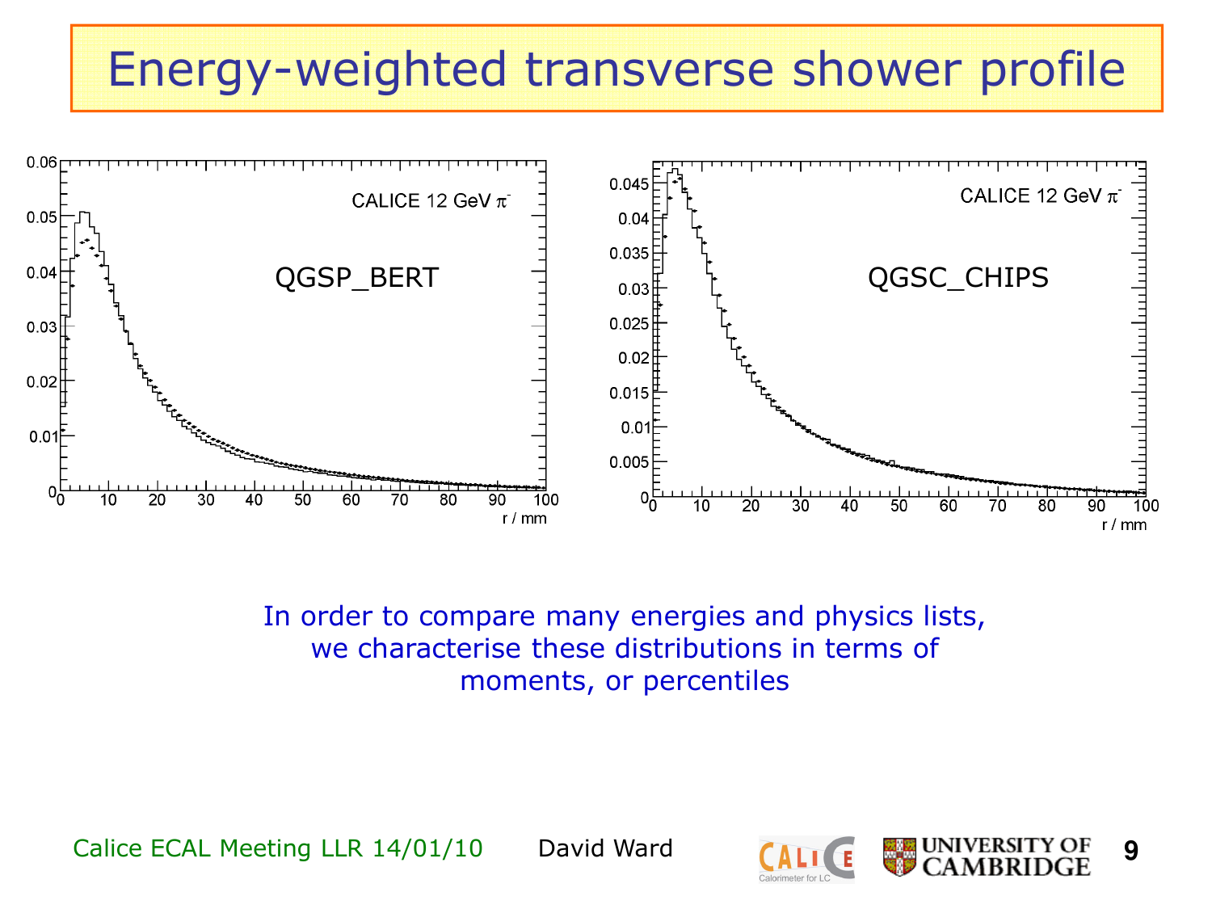# Energy-weighted transverse shower profile

CALICE 12 GeV $\pi^-$

QGSP_BERT

CALICE 12 GeV $\pi^-$

QGSC_CHIPS

In order to compare many energies and physics lists, we characterise these distributions in terms of moments, or percentiles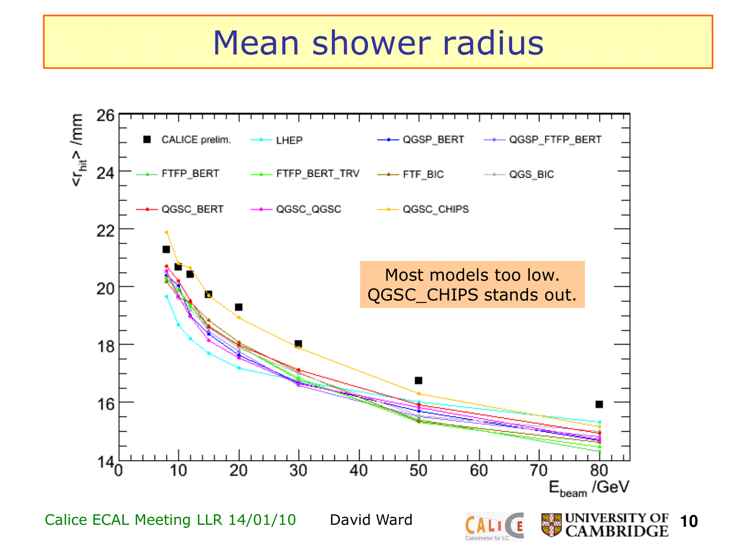# Mean shower radius

Most models too low.
QGSC_CHIPS stands out.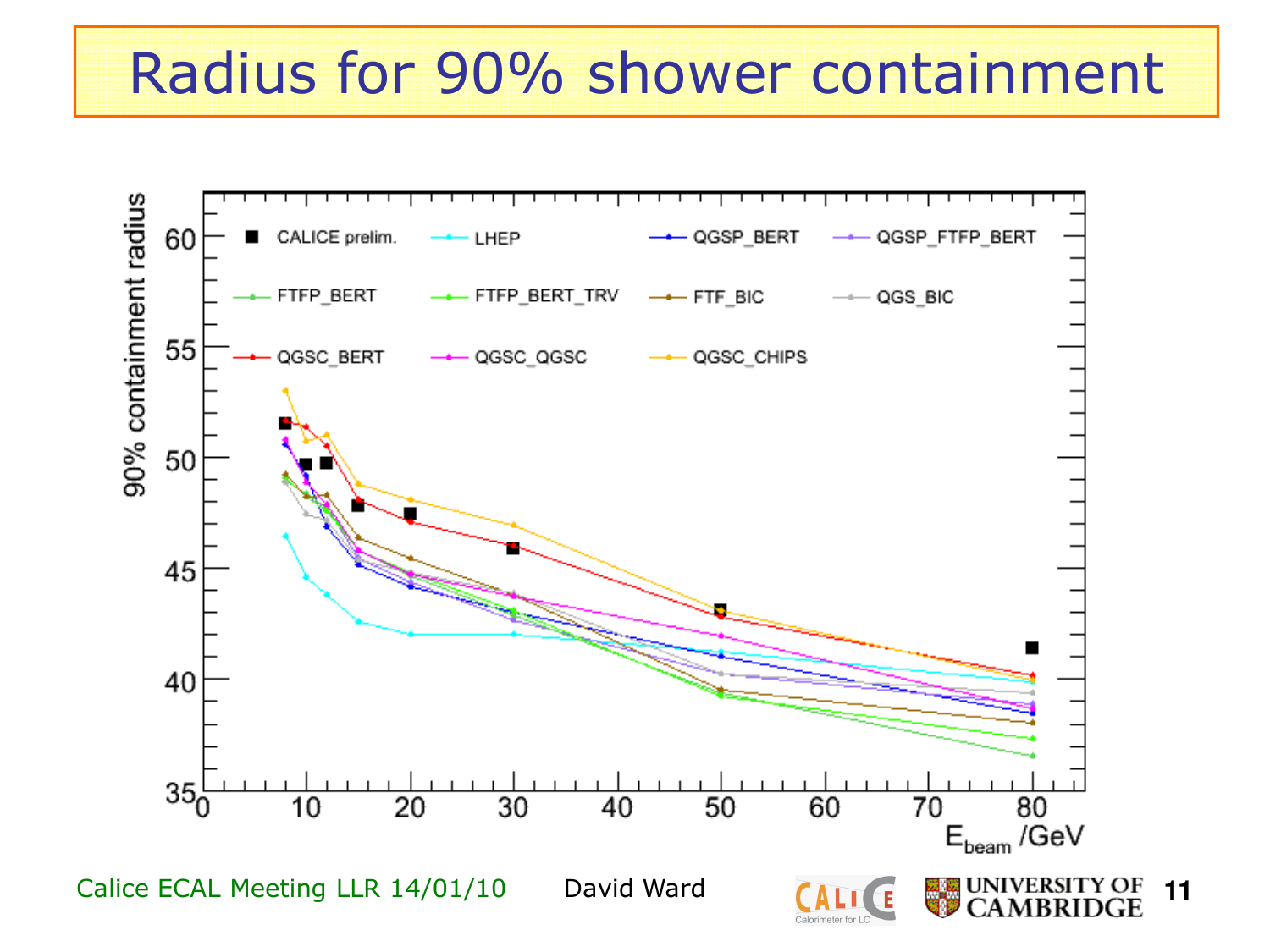# Radius for 90% shower containment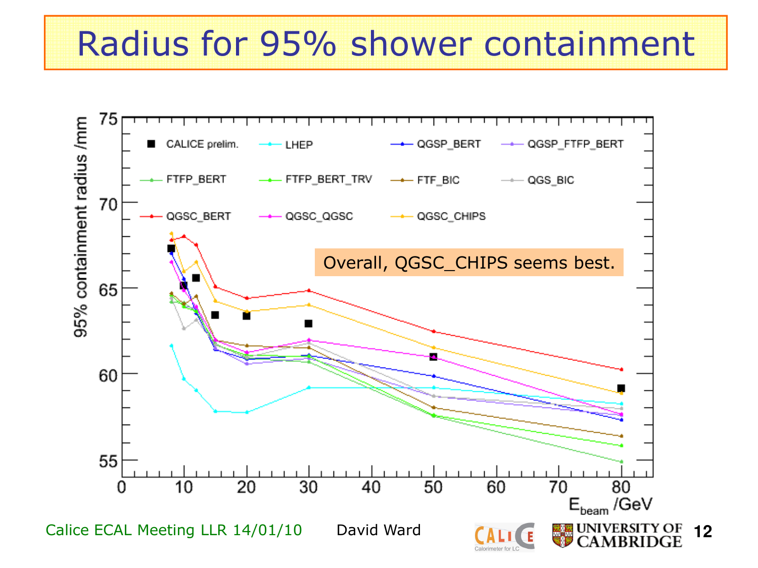# Radius for 95% shower containment

Overall, QGSC_CHIPS seems best.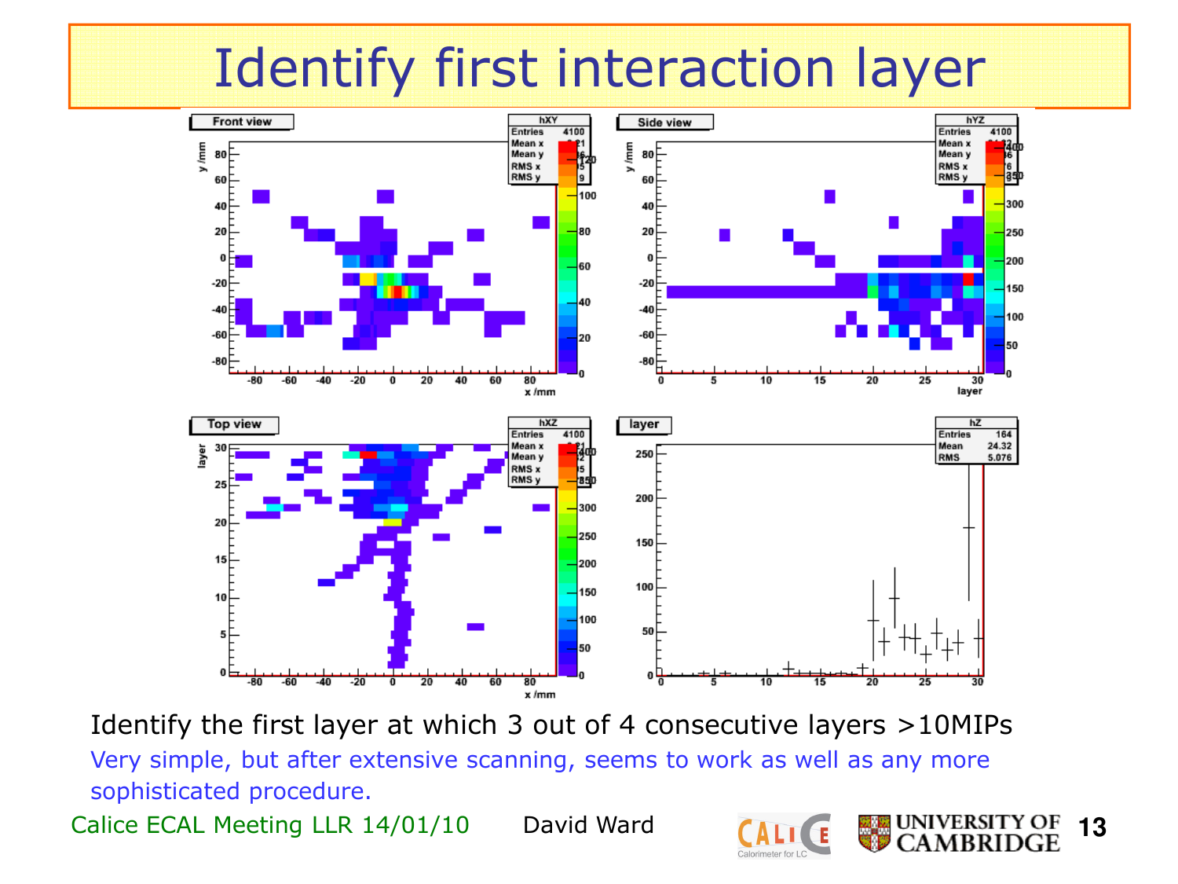# Identify first interaction layer

Identify the first layer at which 3 out of 4 consecutive layers >10MIPs

Very simple, but after extensive scanning, seems to work as well as any more sophisticated procedure.

Calice ECAL Meeting LLR 14/01/10 David Ward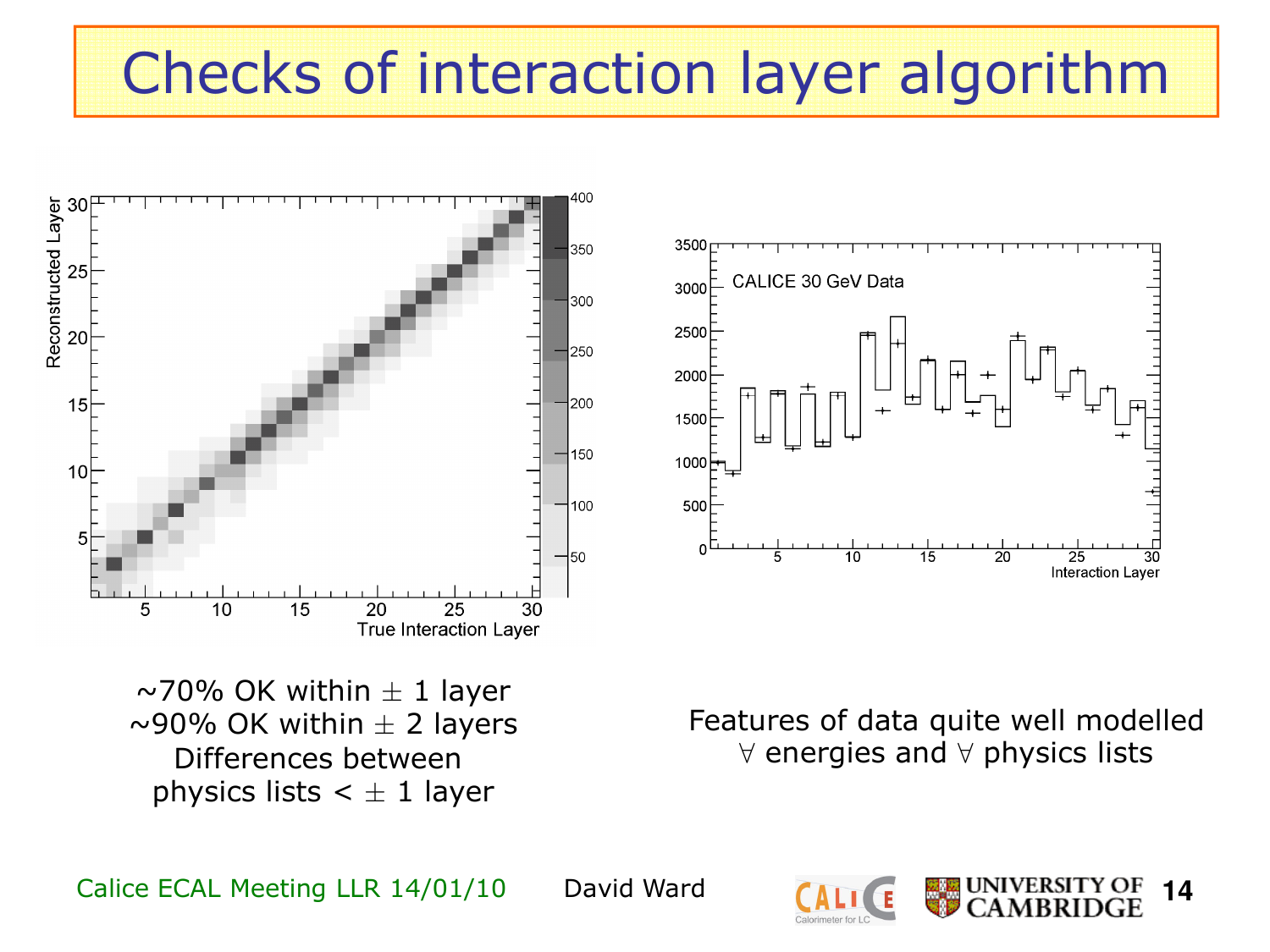# Checks of interaction layer algorithm

~70% OK within $\pm$ 1 layer
~90% OK within $\pm$ 2 layers
Differences between physics lists < $\pm$ 1 layer

Features of data quite well modelled $\forall$ energies and $\forall$ physics lists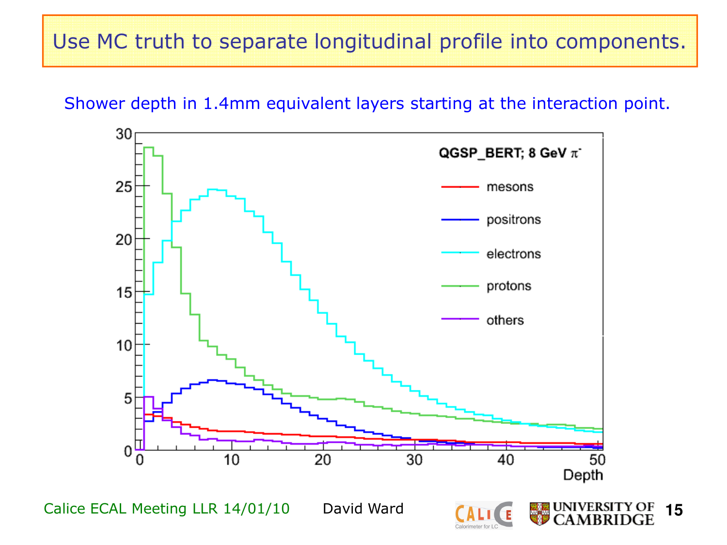# Use MC truth to separate longitudinal profile into components.

Shower depth in 1.4mm equivalent layers starting at the interaction point.

QGSP_BERT; 8 GeV $\pi^-$

- mesons
- positrons
- electrons
- protons
- others

Depth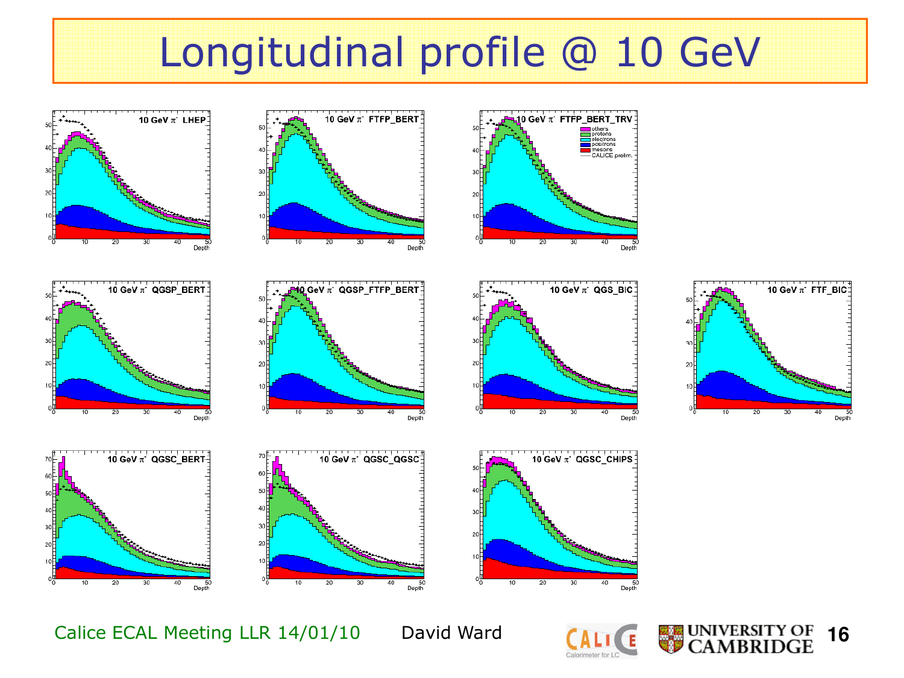# Longitudinal profile @ 10 GeV

10 GeV $\pi^-$ LHEP

10 GeV $\pi^-$ FTFP_BERT

10 GeV $\pi^-$ FTFP_BERT_TRV

- others
- protons
- electrons
- positrons
- mesons
- CALICE prelim.

10 GeV $\pi^-$ QGSP_BERT

10 GeV $\pi^-$ QGSP_FTFP_BERT

10 GeV $\pi^-$ QGS_BIC

10 GeV $\pi^-$ FTF_BIC

10 GeV $\pi^-$ QGSC_BERT

10 GeV $\pi^-$ QGSC_QGSC

10 GeV $\pi^-$ QGSC_CHIPS

Calice ECAL Meeting LLR 14/01/10 David Ward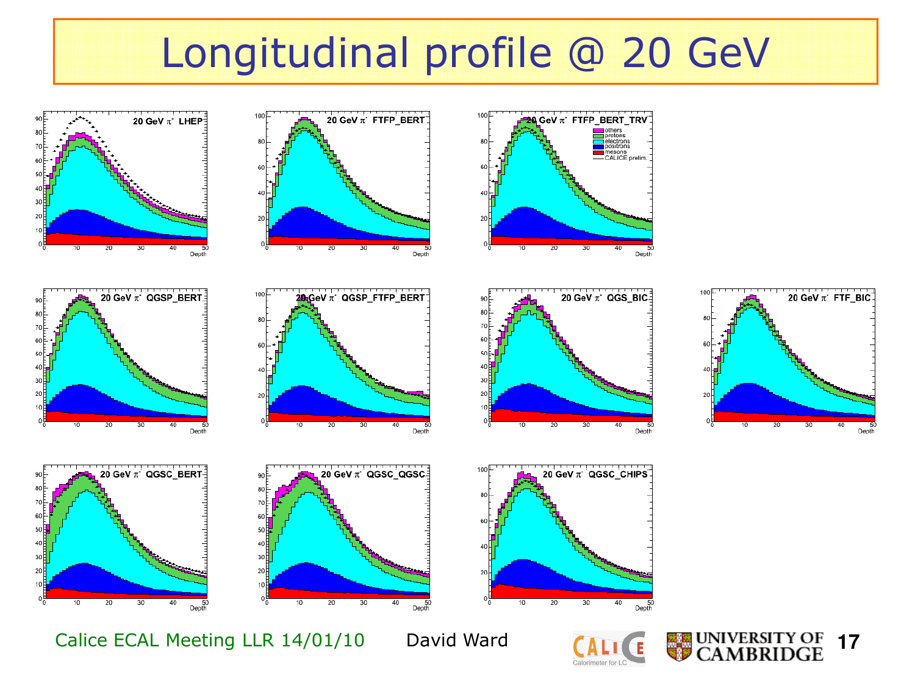# Longitudinal profile @ 20 GeV

20 GeV $\pi^-$ LHEP

20 GeV $\pi^-$ FTFP_BERT

20 GeV $\pi^-$ FTFP_BERT_TRV

others
protons
electrons
positrons
mesons
CALICE prelim.

20 GeV $\pi^-$ QGSP_BERT

20 GeV $\pi^-$ QGSP_FTFP_BERT

20 GeV $\pi^-$ QGS_BIC

20 GeV $\pi^-$ FTF_BIC

20 GeV $\pi^-$ QGSC_BERT

20 GeV $\pi^-$ QGSC_QGSC

20 GeV $\pi^-$ QGSC_CHIPS

Depth

Calice ECAL Meeting LLR 14/01/10 David Ward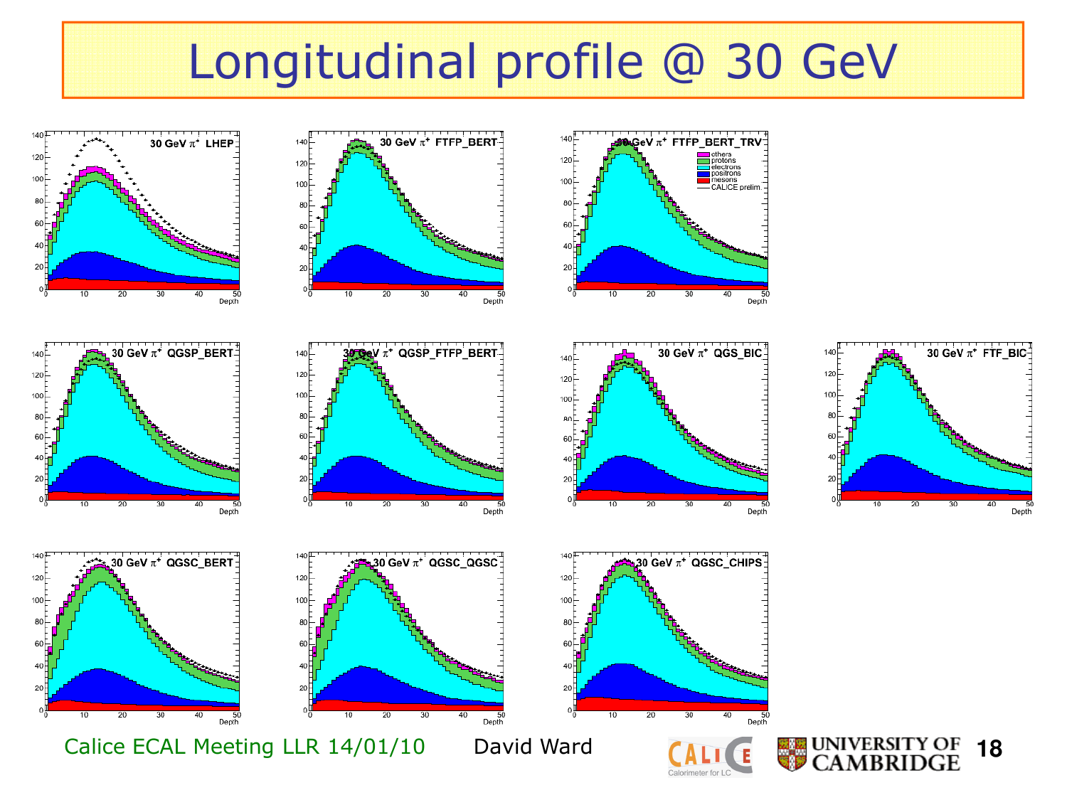# Longitudinal profile @ 30 GeV

30 GeV $\pi^+$ LHEP

30 GeV $\pi^+$ FTFP_BERT

30 GeV $\pi^+$ FTFP_BERT_TRV

- others
- protons
- electrons
- positrons
- mesons
- CALICE prelim.

30 GeV $\pi^+$ QGSP_BERT

30 GeV $\pi^+$ QGSP_FTFP_BERT

30 GeV $\pi^+$ QGS_BIC

30 GeV $\pi^+$ FTF_BIC

30 GeV $\pi^+$ QGSC_BERT

30 GeV $\pi^+$ QGSC_QGSC

30 GeV $\pi^+$ QGSC_CHIPS

Calice ECAL Meeting LLR 14/01/10 David Ward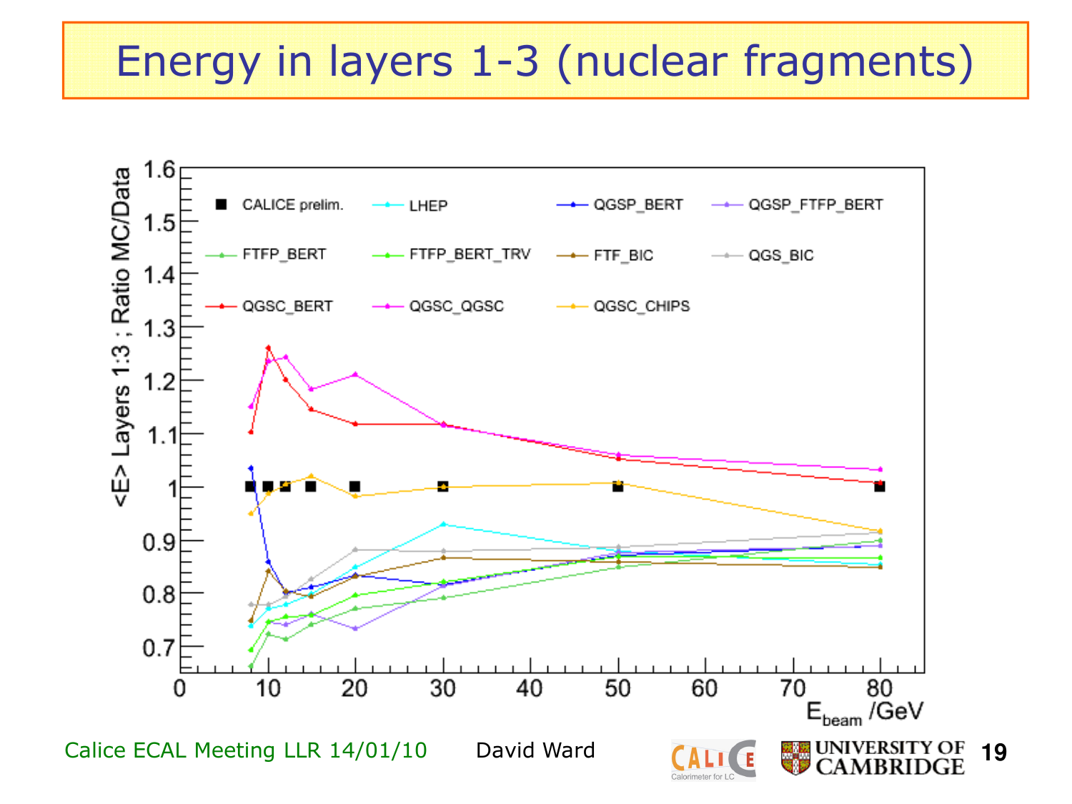# Energy in layers 1-3 (nuclear fragments)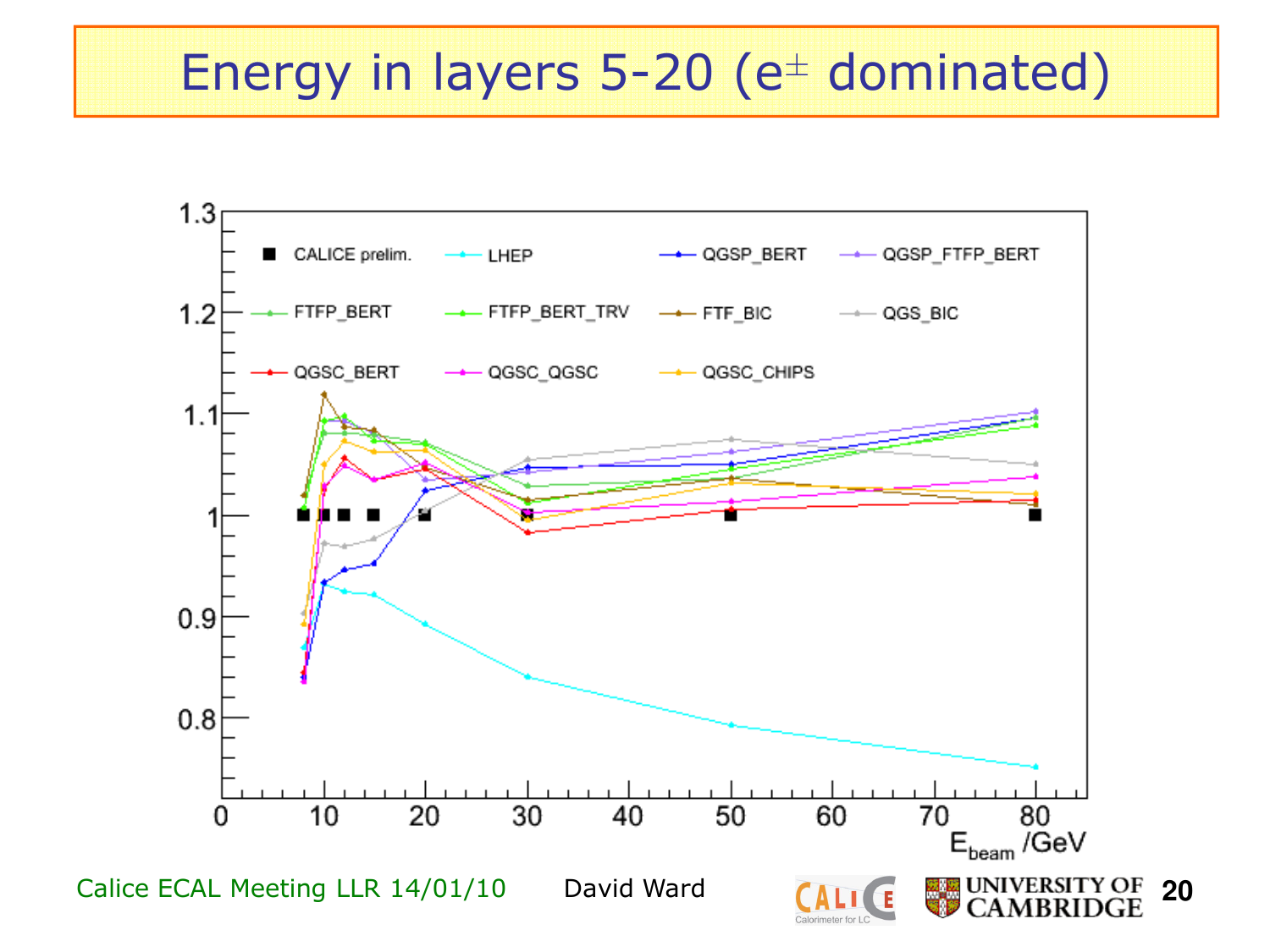# Energy in layers 5-20 ($e^{\pm}$ dominated)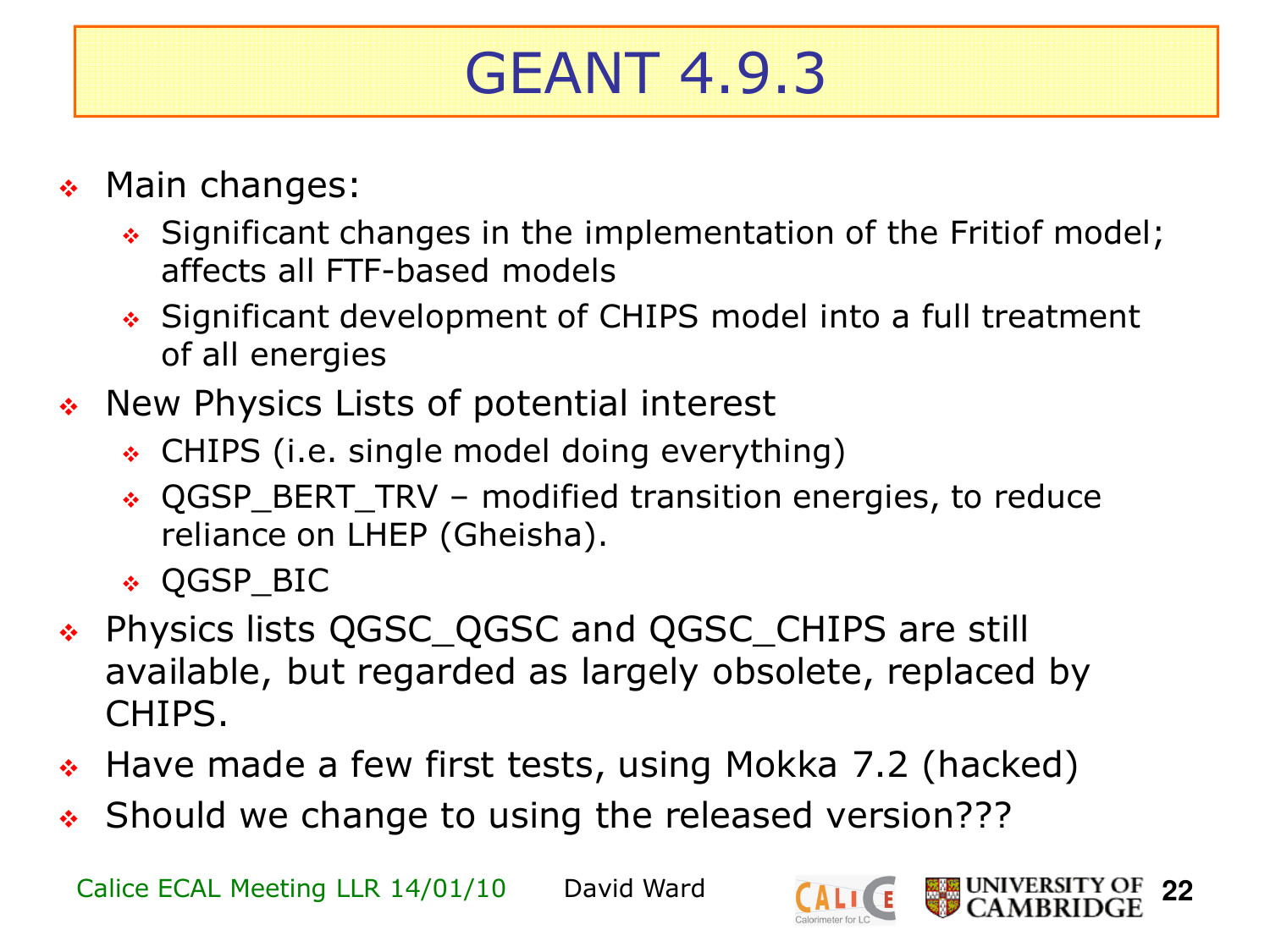# GEANT 4.9.3

- Main changes:
  - Significant changes in the implementation of the Fritiof model; affects all FTF-based models
  - Significant development of CHIPS model into a full treatment of all energies
- New Physics Lists of potential interest
  - CHIPS (i.e. single model doing everything)
  - QGSP_BERT_TRV – modified transition energies, to reduce reliance on LHEP (Gheisha).
  - QGSP_BIC
- Physics lists QGSC_QGSC and QGSC_CHIPS are still available, but regarded as largely obsolete, replaced by CHIPS.
- Have made a few first tests, using Mokka 7.2 (hacked)
- Should we change to using the released version???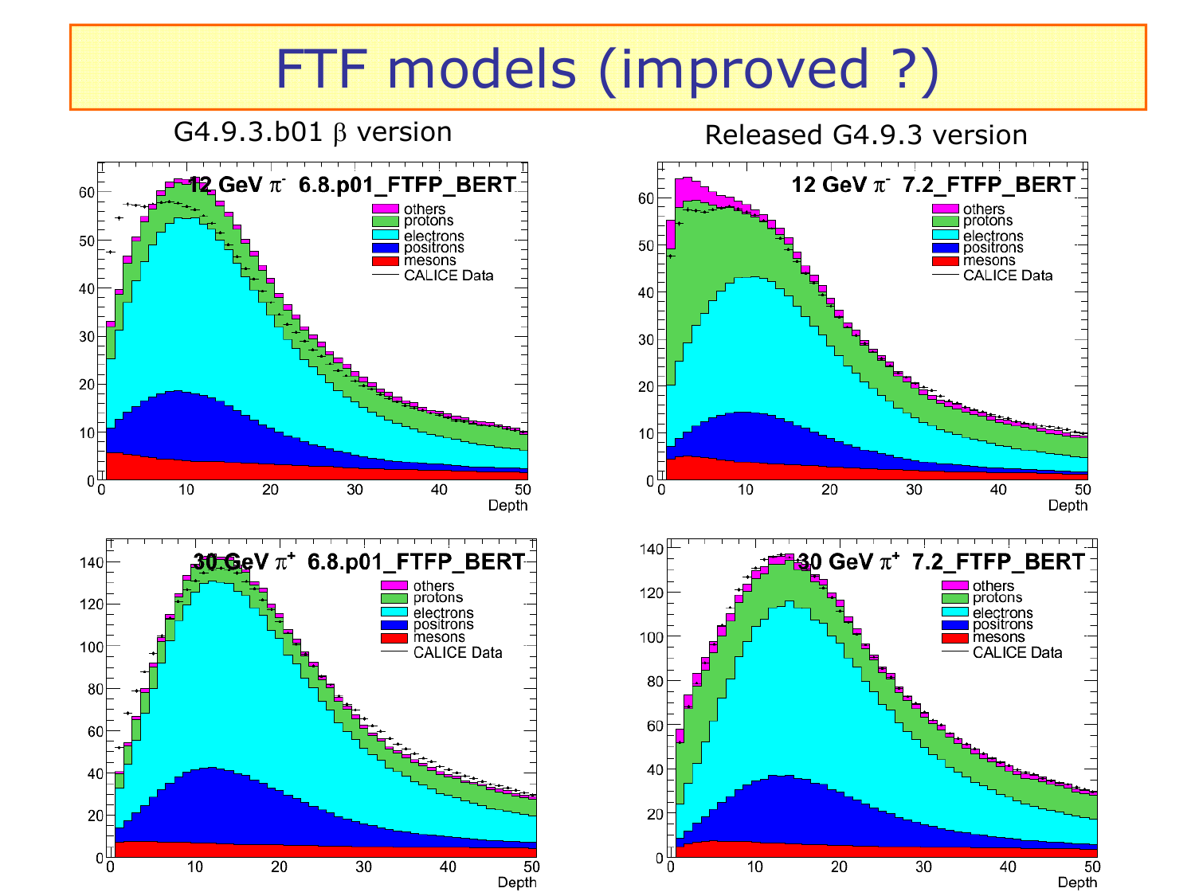# FTF models (improved ?)

G4.9.3.b01 $\beta$ version

Released G4.9.3 version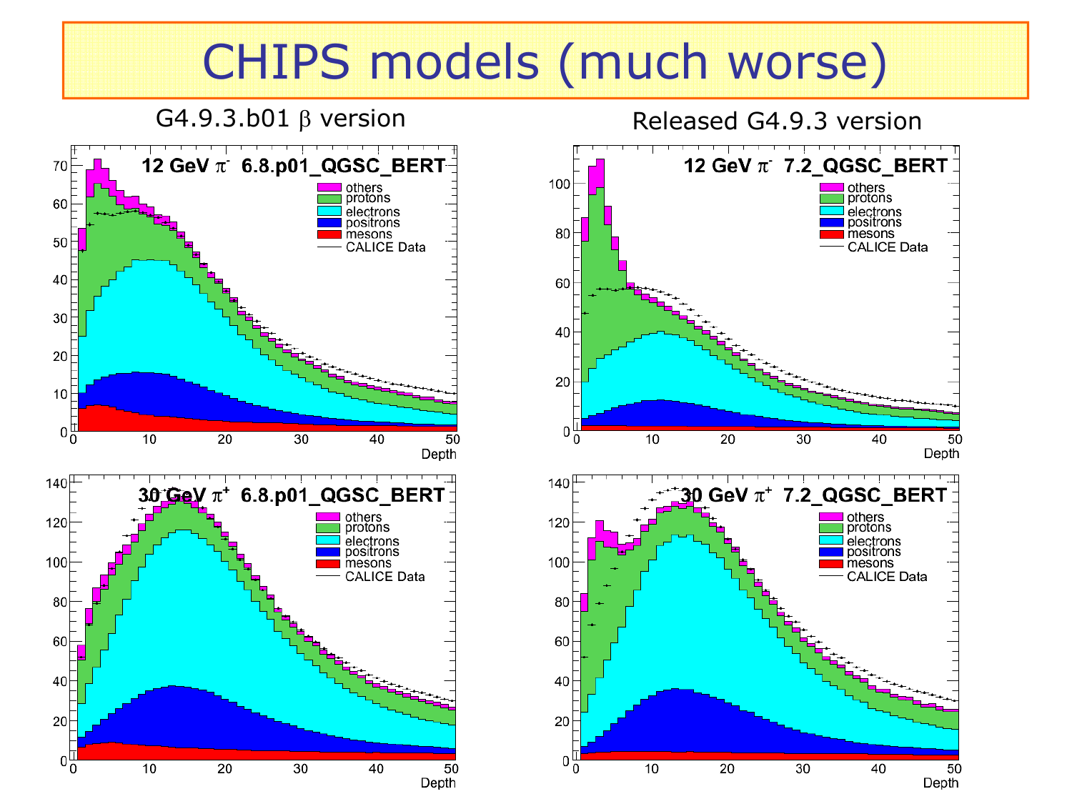# CHIPS models (much worse)

G4.9.3.b01 β version

Released G4.9.3 version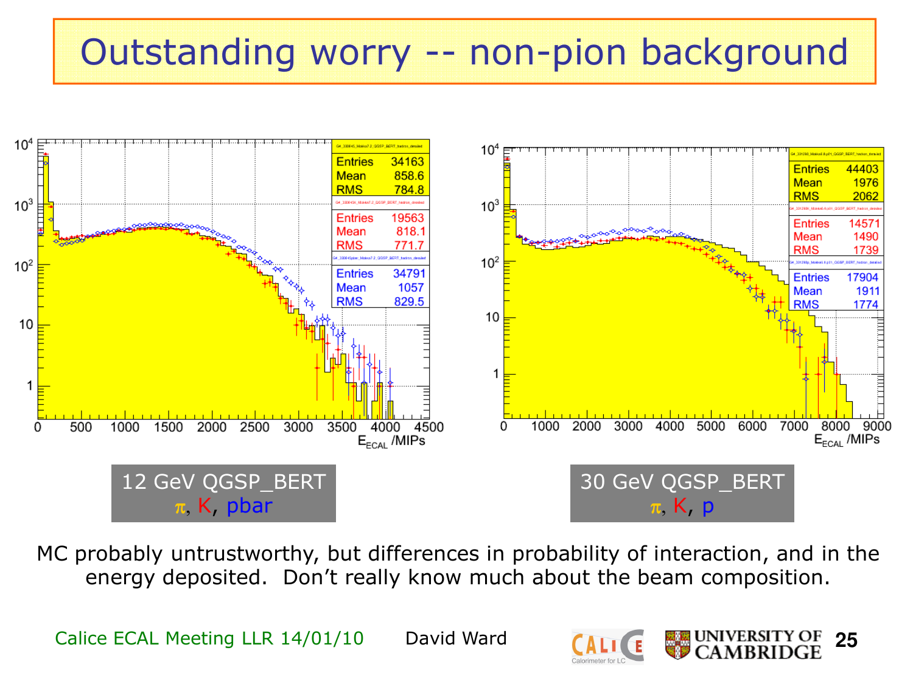# Outstanding worry -- non-pion background

12 GeV QGSP_BERT
$\pi$, K, pbar

| | Entries | Mean | RMS |
|---|---|---|---|
| $\pi$ | 34163 | 858.6 | 784.8 |
| K | 19563 | 818.1 | 771.7 |
| pbar | 34791 | 1057 | 829.5 |

30 GeV QGSP_BERT
$\pi$, K, p

| | Entries | Mean | RMS |
|---|---|---|---|
| $\pi$ | 44403 | 1976 | 2062 |
| K | 14571 | 1490 | 1739 |
| p | 17904 | 1911 | 1774 |

$E_{ECAL}$ /MIPs

MC probably untrustworthy, but differences in probability of interaction, and in the energy deposited. Don't really know much about the beam composition.

Calice ECAL Meeting LLR 14/01/10 David Ward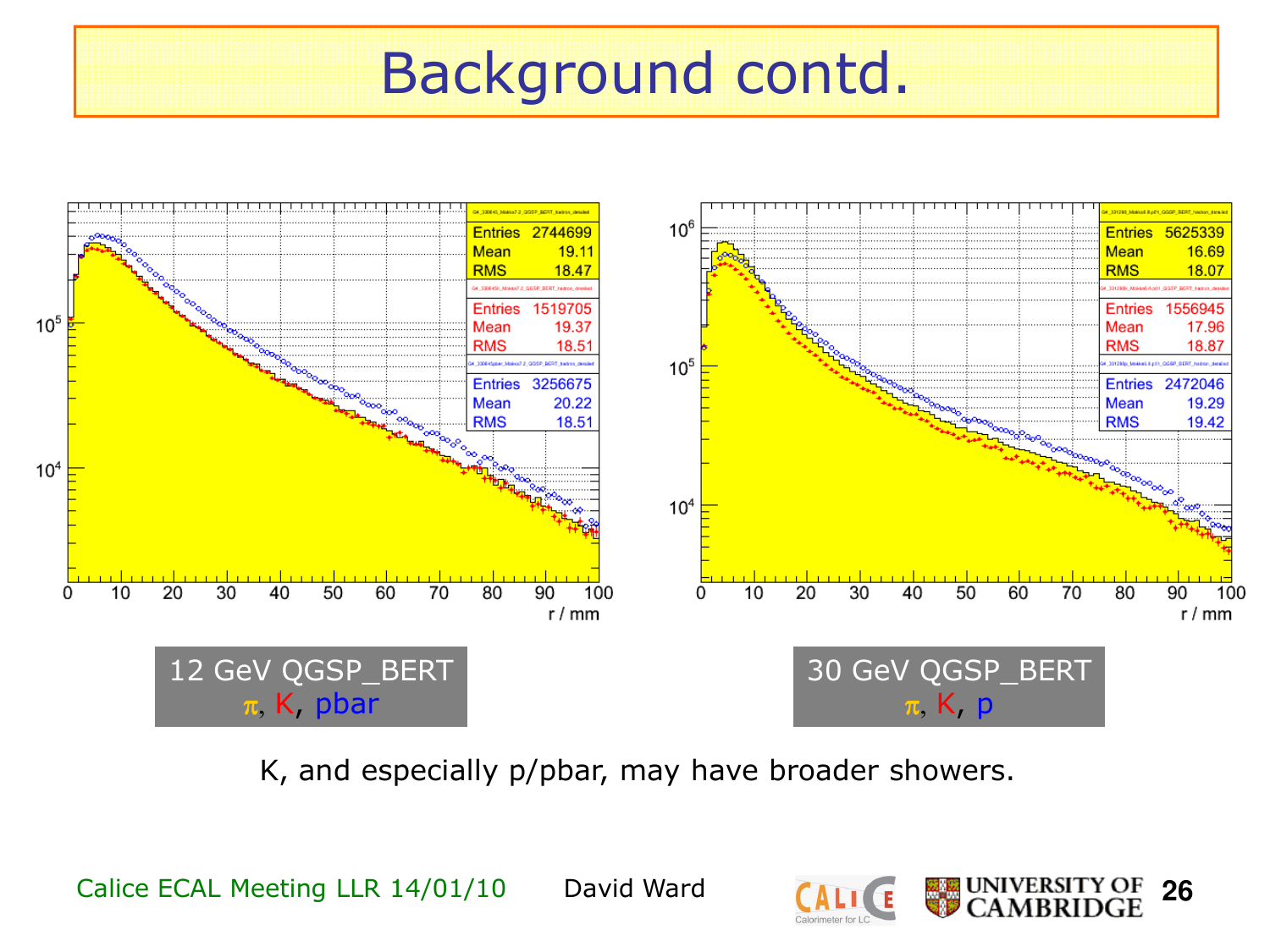# Background contd.

| | Entries | Mean | RMS |
|---|---|---|---|
| π | 2744699 | 19.11 | 18.47 |
| K | 1519705 | 19.37 | 18.51 |
| pbar | 3256675 | 20.22 | 18.51 |

12 GeV QGSP_BERT
π, K, pbar

| | Entries | Mean | RMS |
|---|---|---|---|
| π | 5625339 | 16.69 | 18.07 |
| K | 1556945 | 17.96 | 18.87 |
| p | 2472046 | 19.29 | 19.42 |

30 GeV QGSP_BERT
π, K, p

K, and especially p/pbar, may have broader showers.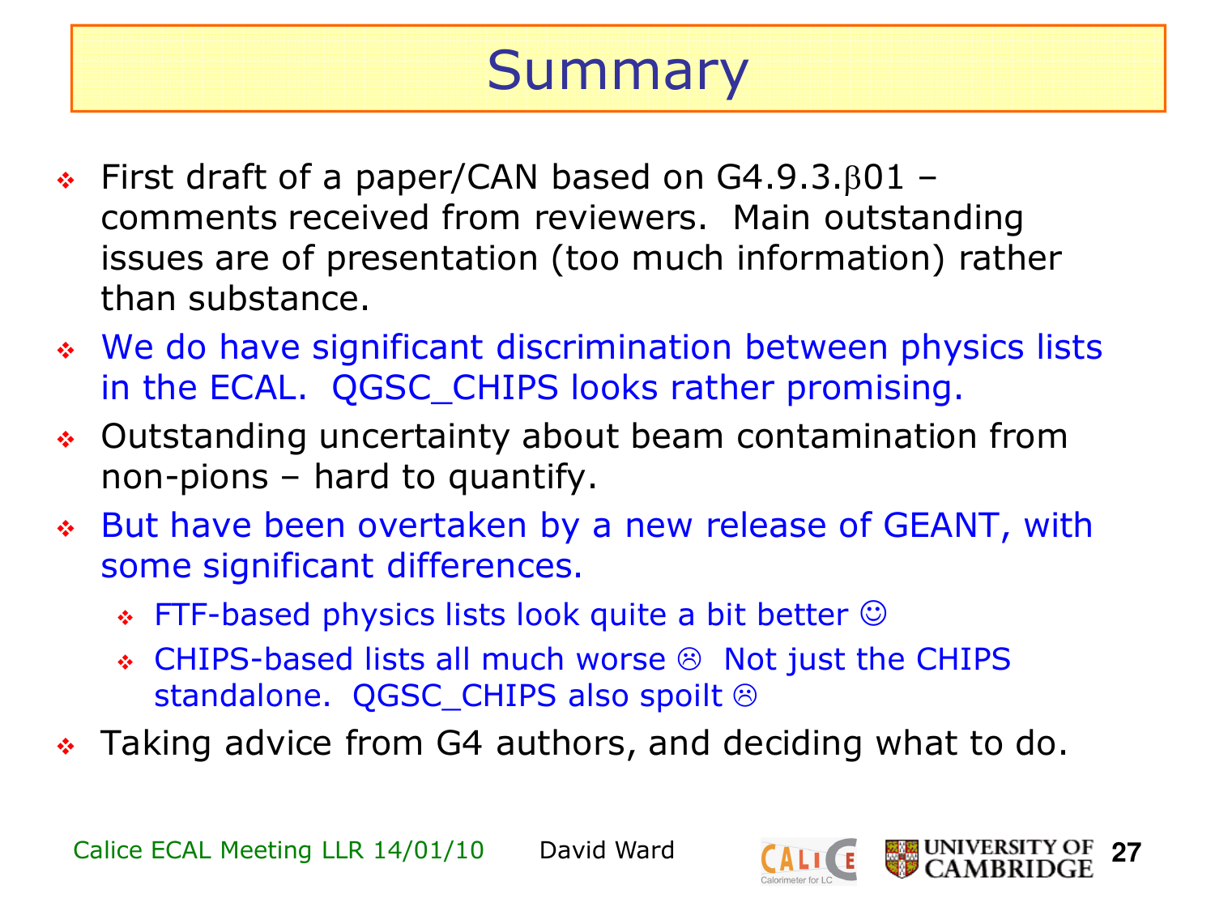# Summary

- First draft of a paper/CAN based on G4.9.3.$\beta$01 – comments received from reviewers. Main outstanding issues are of presentation (too much information) rather than substance.
- We do have significant discrimination between physics lists in the ECAL. QGSC_CHIPS looks rather promising.
- Outstanding uncertainty about beam contamination from non-pions – hard to quantify.
- But have been overtaken by a new release of GEANT, with some significant differences.
  - FTF-based physics lists look quite a bit better ☺
  - CHIPS-based lists all much worse ☹ Not just the CHIPS standalone. QGSC_CHIPS also spoilt ☹
- Taking advice from G4 authors, and deciding what to do.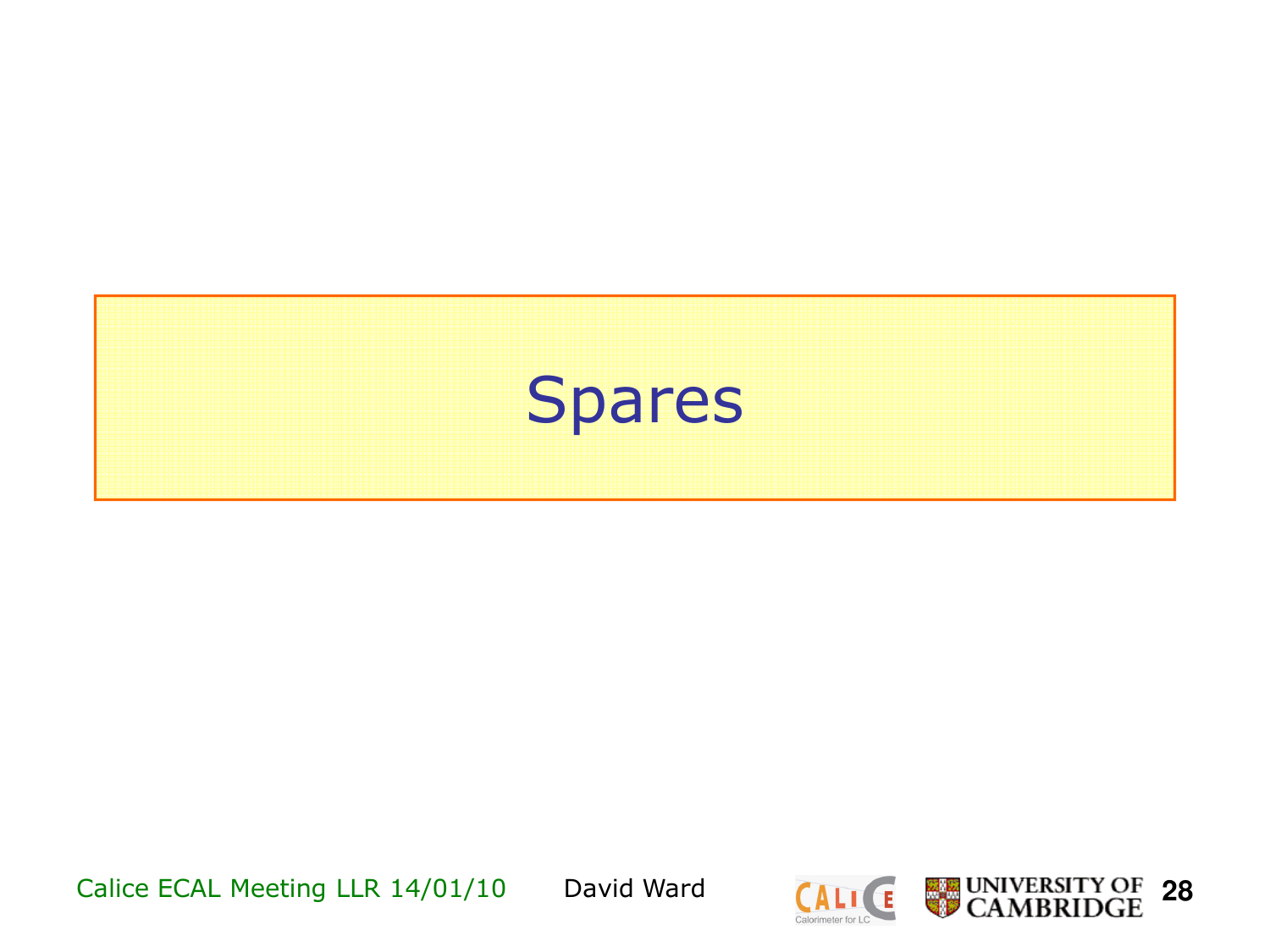# Spares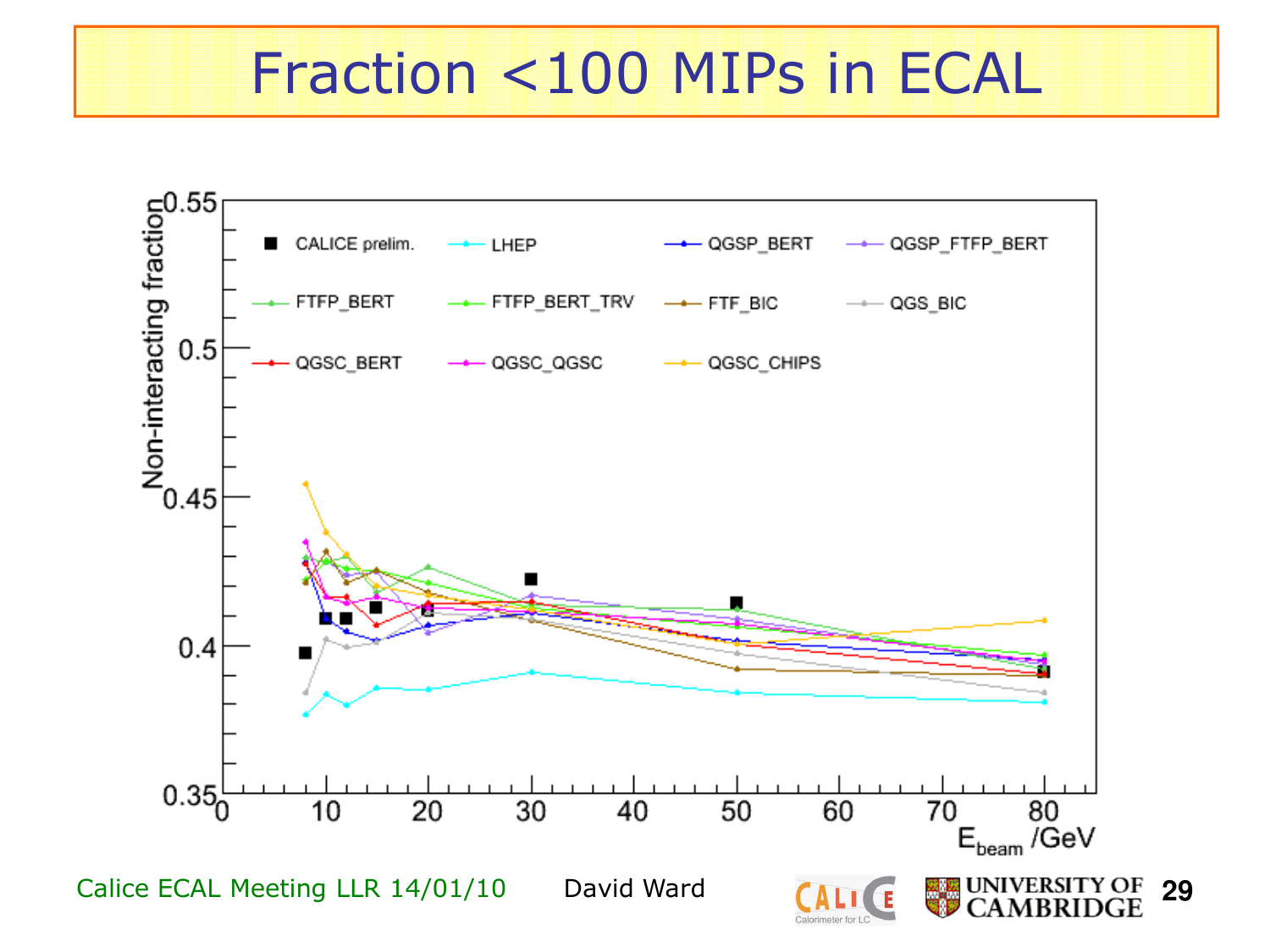# Fraction <100 MIPs in ECAL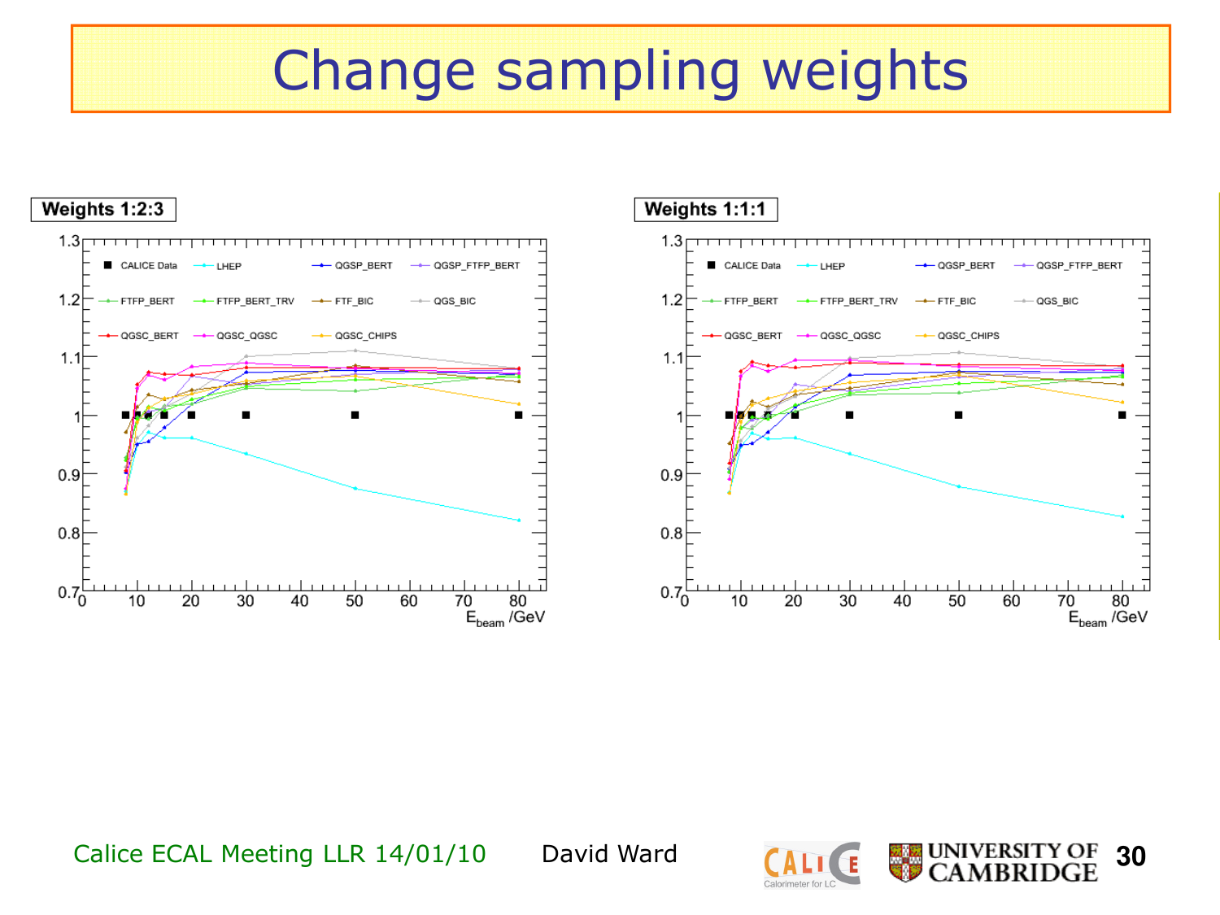# Change sampling weights

**Weights 1:2:3**

**Weights 1:1:1**

Legend: CALICE Data, LHEP, QGSP_BERT, QGSP_FTFP_BERT, FTFP_BERT, FTFP_BERT_TRV, FTF_BIC, QGS_BIC, QGSC_BERT, QGSC_QGSC, QGSC_CHIPS

$E_{beam}$ /GeV

Calice ECAL Meeting LLR 14/01/10 David Ward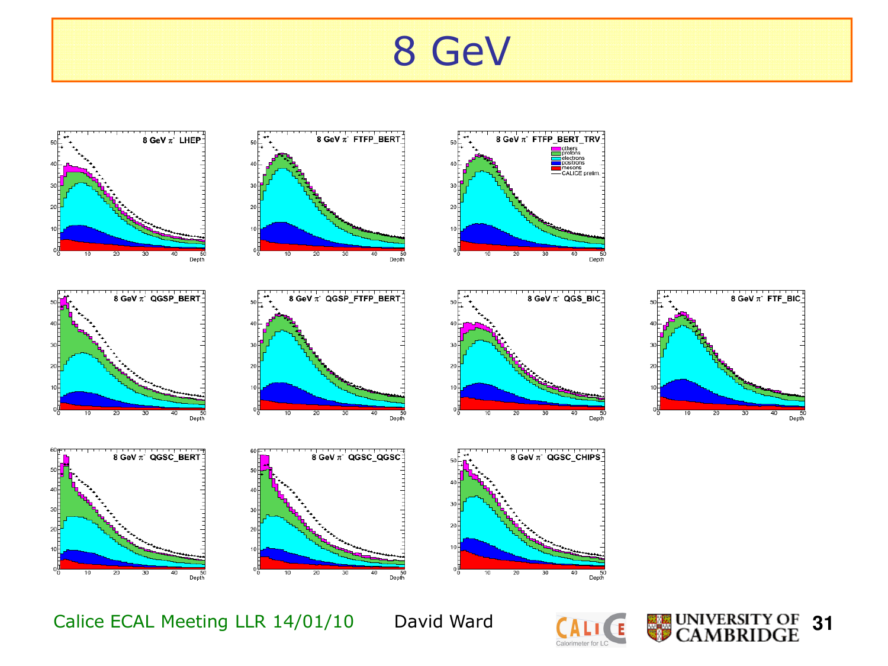# 8 GeV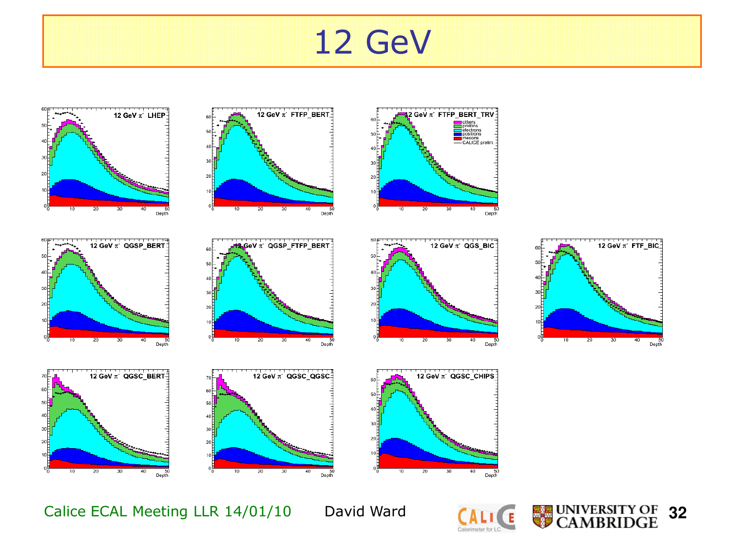# 12 GeV

12 GeV $\pi^-$ LHEP

12 GeV $\pi^-$ FTFP_BERT

12 GeV $\pi^-$ FTFP_BERT_TRV

12 GeV $\pi^-$ QGSP_BERT

12 GeV $\pi^-$ QGSP_FTFP_BERT

12 GeV $\pi^-$ QGS_BIC

12 GeV $\pi^-$ FTF_BIC

12 GeV $\pi^-$ QGSC_BERT

12 GeV $\pi^-$ QGSC_QGSC

12 GeV $\pi^-$ QGSC_CHIPS

Legend: others, protons, electrons, positrons, mesons, CALICE prelim.

Depth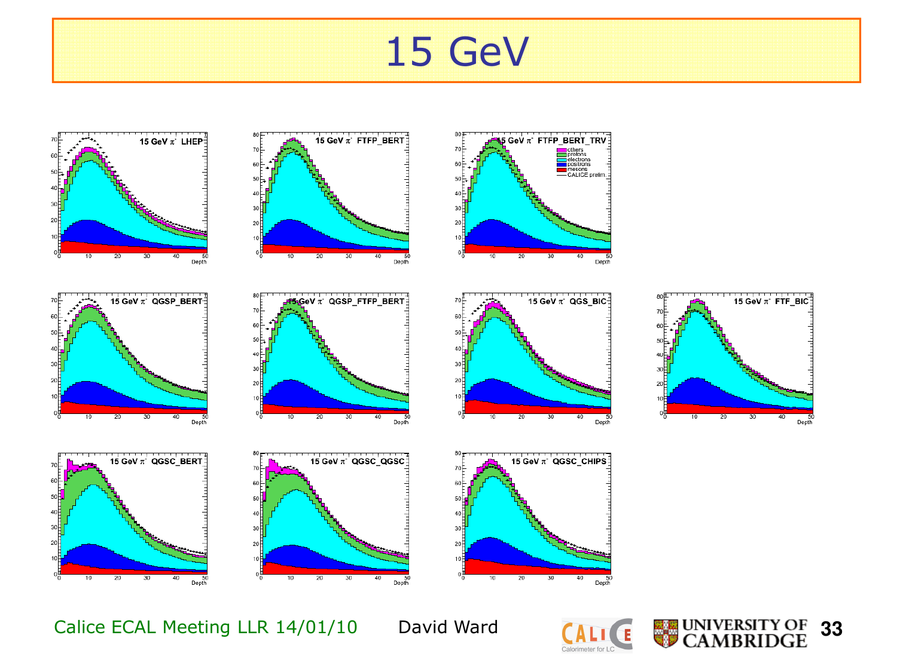# 15 GeV

15 GeV $\pi^-$ LHEP

15 GeV $\pi^-$ FTFP_BERT

15 GeV $\pi^-$ FTFP_BERT_TRV

others
protons
electrons
positrons
mesons
CALICE prelim.

15 GeV $\pi^-$ QGSP_BERT

15 GeV $\pi^-$ QGSP_FTFP_BERT

15 GeV $\pi^-$ QGS_BIC

15 GeV $\pi^-$ FTF_BIC

15 GeV $\pi^-$ QGSC_BERT

15 GeV $\pi^-$ QGSC_QGSC

15 GeV $\pi^-$ QGSC_CHIPS

Depth

Calice ECAL Meeting LLR 14/01/10 David Ward